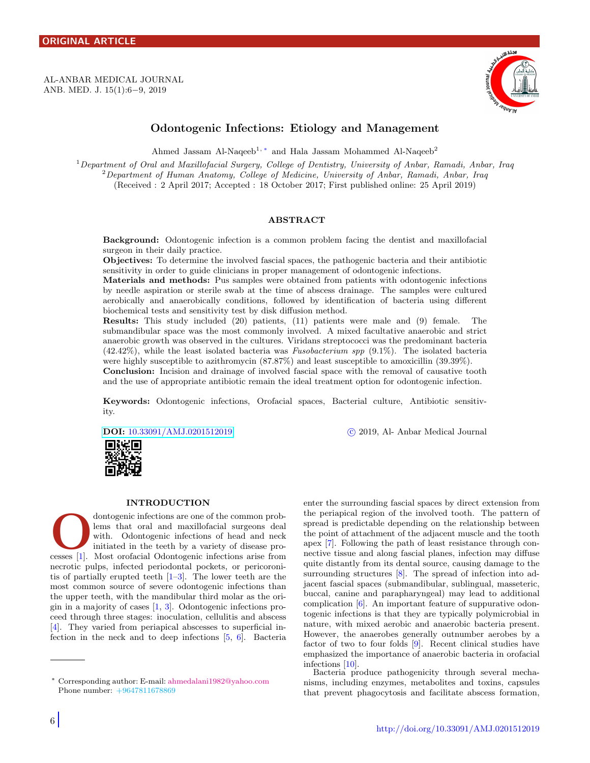ORIGINAL ARTICLE

# Odontogenic Infections: Etiology and Management

Ahmed Jassam Al-Naqeeb[1,*] and Hala Jassam Mohammed Al-Naqeeb[2]

[1] *Department of Oral and Maxillofacial Surgery, College of Dentistry, University of Anbar, Ramadi, Anbar, Iraq*
[2] *Department of Human Anatomy, College of Medicine, University of Anbar, Ramadi, Anbar, Iraq*
(Received : 2 April 2017; Accepted : 18 October 2017; First published online: 25 April 2019)

## ABSTRACT

**Background:** Odontogenic infection is a common problem facing the dentist and maxillofacial surgeon in their daily practice.
**Objectives:** To determine the involved fascial spaces, the pathogenic bacteria and their antibiotic sensitivity in order to guide clinicians in proper management of odontogenic infections.
**Materials and methods:** Pus samples were obtained from patients with odontogenic infections by needle aspiration or sterile swab at the time of abscess drainage. The samples were cultured aerobically and anaerobically conditions, followed by identification of bacteria using different biochemical tests and sensitivity test by disk diffusion method.
**Results:** This study included (20) patients, (11) patients were male and (9) female. The submandibular space was the most commonly involved. A mixed facultative anaerobic and strict anaerobic growth was observed in the cultures. Viridans streptococci was the predominant bacteria (42.42%), while the least isolated bacteria was *Fusobacterium spp* (9.1%). The isolated bacteria were highly susceptible to azithromycin (87.87%) and least susceptible to amoxicillin (39.39%).
**Conclusion:** Incision and drainage of involved fascial space with the removal of causative tooth and the use of appropriate antibiotic remain the ideal treatment option for odontogenic infection.

**Keywords:** Odontogenic infections, Orofacial spaces, Bacterial culture, Antibiotic sensitivity.

**DOI:** 10.33091/AMJ.0201512019 © 2019, Al- Anbar Medical Journal

## INTRODUCTION

Odontogenic infections are one of the common problems that oral and maxillofacial surgeons deal with. Odontogenic infections of head and neck initiated in the teeth by a variety of disease processes [1]. Most orofacial Odontogenic infections arise from necrotic pulps, infected periodontal pockets, or pericoronitis of partially erupted teeth [1–3]. The lower teeth are the most common source of severe odontogenic infections than the upper teeth, with the mandibular third molar as the origin in a majority of cases [1, 3]. Odontogenic infections proceed through three stages: inoculation, cellulitis and abscess [4]. They varied from periapical abscesses to superficial infection in the neck and to deep infections [5, 6]. Bacteria enter the surrounding fascial spaces by direct extension from the periapical region of the involved tooth. The pattern of spread is predictable depending on the relationship between the point of attachment of the adjacent muscle and the tooth apex [7]. Following the path of least resistance through connective tissue and along fascial planes, infection may diffuse quite distantly from its dental source, causing damage to the surrounding structures [8]. The spread of infection into adjacent fascial spaces (submandibular, sublingual, masseteric, buccal, canine and parapharyngeal) may lead to additional complication [6]. An important feature of suppurative odontogenic infections is that they are typically polymicrobial in nature, with mixed aerobic and anaerobic bacteria present. However, the anaerobes generally outnumber aerobes by a factor of two to four folds [9]. Recent clinical studies have emphasized the importance of anaerobic bacteria in orofacial infections [10].

Bacteria produce pathogenicity through several mechanisms, including enzymes, metabolites and toxins, capsules that prevent phagocytosis and facilitate abscess formation,

[*] Corresponding author: E-mail: ahmedalani1982@yahoo.com
Phone number: +9647811678869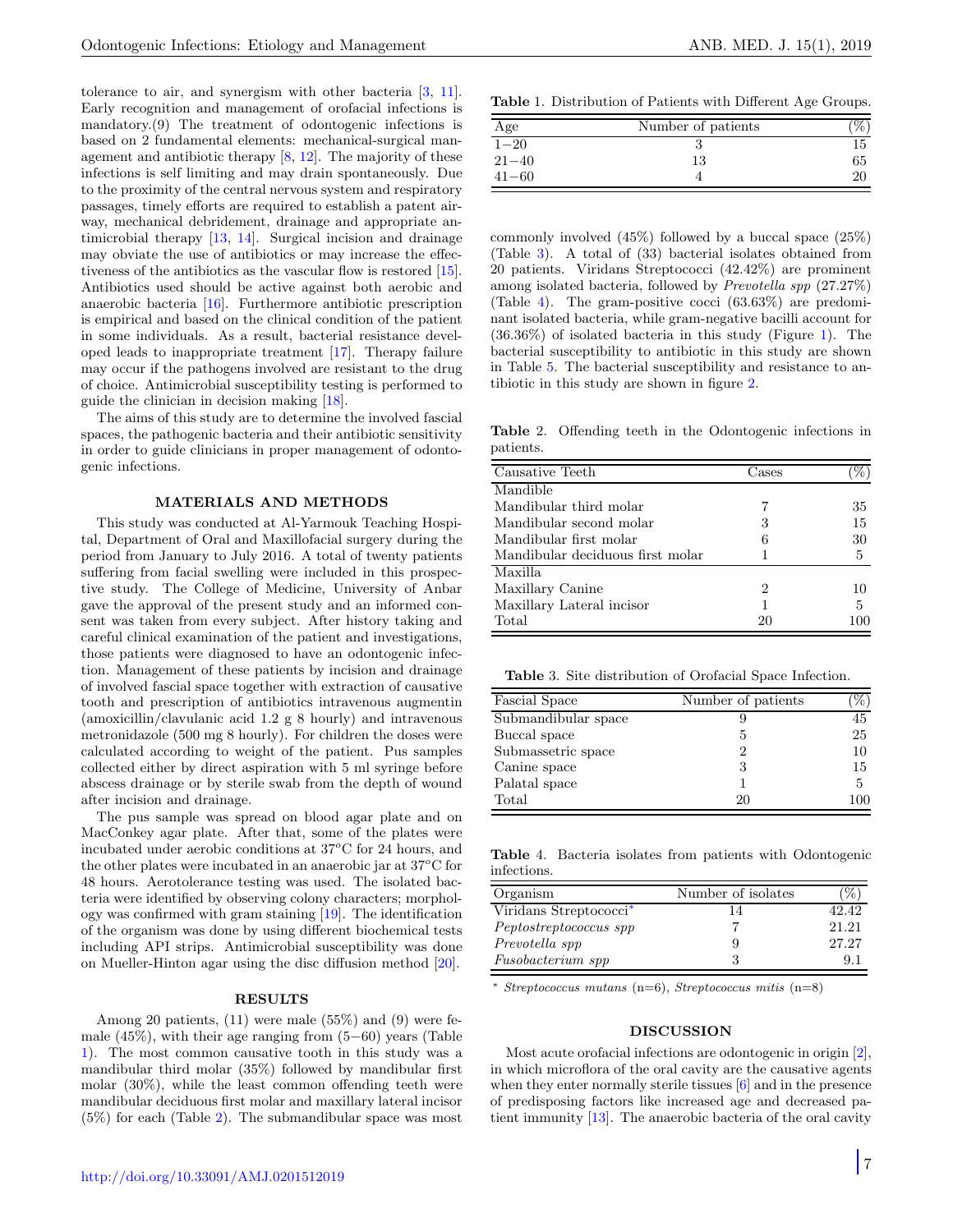tolerance to air, and synergism with other bacteria [3, 11]. Early recognition and management of orofacial infections is mandatory.(9) The treatment of odontogenic infections is based on 2 fundamental elements: mechanical-surgical management and antibiotic therapy [8, 12]. The majority of these infections is self limiting and may drain spontaneously. Due to the proximity of the central nervous system and respiratory passages, timely efforts are required to establish a patent airway, mechanical debridement, drainage and appropriate antimicrobial therapy [13, 14]. Surgical incision and drainage may obviate the use of antibiotics or may increase the effectiveness of the antibiotics as the vascular flow is restored [15]. Antibiotics used should be active against both aerobic and anaerobic bacteria [16]. Furthermore antibiotic prescription is empirical and based on the clinical condition of the patient in some individuals. As a result, bacterial resistance developed leads to inappropriate treatment [17]. Therapy failure may occur if the pathogens involved are resistant to the drug of choice. Antimicrobial susceptibility testing is performed to guide the clinician in decision making [18].

The aims of this study are to determine the involved fascial spaces, the pathogenic bacteria and their antibiotic sensitivity in order to guide clinicians in proper management of odontogenic infections.

## MATERIALS AND METHODS

This study was conducted at Al-Yarmouk Teaching Hospital, Department of Oral and Maxillofacial surgery during the period from January to July 2016. A total of twenty patients suffering from facial swelling were included in this prospective study. The College of Medicine, University of Anbar gave the approval of the present study and an informed consent was taken from every subject. After history taking and careful clinical examination of the patient and investigations, those patients were diagnosed to have an odontogenic infection. Management of these patients by incision and drainage of involved fascial space together with extraction of causative tooth and prescription of antibiotics intravenous augmentin (amoxicillin/clavulanic acid 1.2 g 8 hourly) and intravenous metronidazole (500 mg 8 hourly). For children the doses were calculated according to weight of the patient. Pus samples collected either by direct aspiration with 5 ml syringe before abscess drainage or by sterile swab from the depth of wound after incision and drainage.

The pus sample was spread on blood agar plate and on MacConkey agar plate. After that, some of the plates were incubated under aerobic conditions at $37^oC$ for 24 hours, and the other plates were incubated in an anaerobic jar at $37^oC$ for 48 hours. Aerotolerance testing was used. The isolated bacteria were identified by observing colony characters; morphology was confirmed with gram staining [19]. The identification of the organism was done by using different biochemical tests including API strips. Antimicrobial susceptibility was done on Mueller-Hinton agar using the disc diffusion method [20].

## RESULTS

Among 20 patients, (11) were male (55%) and (9) were female (45%), with their age ranging from (5−60) years (Table 1). The most common causative tooth in this study was a mandibular third molar (35%) followed by mandibular first molar (30%), while the least common offending teeth were mandibular deciduous first molar and maxillary lateral incisor (5%) for each (Table 2). The submandibular space was most commonly involved (45%) followed by a buccal space (25%) (Table 3). A total of (33) bacterial isolates obtained from 20 patients. Viridans Streptococci (42.42%) are prominent among isolated bacteria, followed by *Prevotella spp* (27.27%) (Table 4). The gram-positive cocci (63.63%) are predominant isolated bacteria, while gram-negative bacilli account for (36.36%) of isolated bacteria in this study (Figure 1). The bacterial susceptibility to antibiotic in this study are shown in Table 5. The bacterial susceptibility and resistance to antibiotic in this study are shown in figure 2.

**Table 1.** Distribution of Patients with Different Age Groups.

| Age | Number of patients | (%) |
|---|---|---|
| 1−20 | 3 | 15 |
| 21−40 | 13 | 65 |
| 41−60 | 4 | 20 |

**Table 2.** Offending teeth in the Odontogenic infections in patients.

| Causative Teeth | Cases | (%) |
|---|---|---|
| Mandible | | |
| Mandibular third molar | 7 | 35 |
| Mandibular second molar | 3 | 15 |
| Mandibular first molar | 6 | 30 |
| Mandibular deciduous first molar | 1 | 5 |
| Maxilla | | |
| Maxillary Canine | 2 | 10 |
| Maxillary Lateral incisor | 1 | 5 |
| Total | 20 | 100 |

**Table 3.** Site distribution of Orofacial Space Infection.

| Fascial Space | Number of patients | (%) |
|---|---|---|
| Submandibular space | 9 | 45 |
| Buccal space | 5 | 25 |
| Submassetric space | 2 | 10 |
| Canine space | 3 | 15 |
| Palatal space | 1 | 5 |
| Total | 20 | 100 |

**Table 4.** Bacteria isolates from patients with Odontogenic infections.

| Organism | Number of isolates | (%) |
|---|---|---|
| Viridans Streptococci* | 14 | 42.42 |
| *Peptostreptococcus spp* | 7 | 21.21 |
| *Prevotella spp* | 9 | 27.27 |
| *Fusobacterium spp* | 3 | 9.1 |

\* *Streptococcus mutans* (n=6), *Streptococcus mitis* (n=8)

## DISCUSSION

Most acute orofacial infections are odontogenic in origin [2], in which microflora of the oral cavity are the causative agents when they enter normally sterile tissues [6] and in the presence of predisposing factors like increased age and decreased patient immunity [13]. The anaerobic bacteria of the oral cavity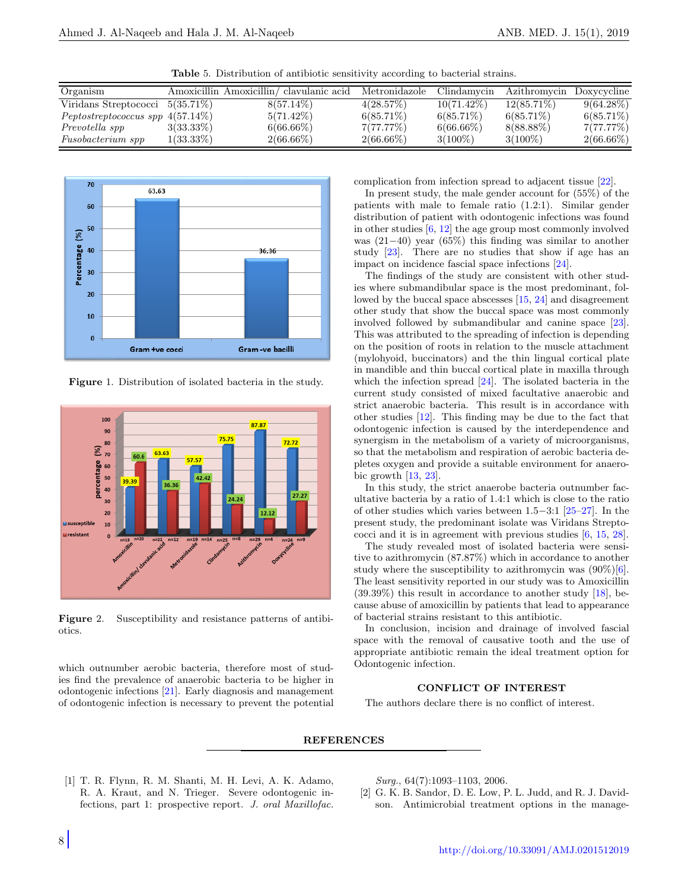**Table** 5. Distribution of antibiotic sensitivity according to bacterial strains.

| Organism | Amoxicillin | Amoxicillin/ clavulanic acid | Metronidazole | Clindamycin | Azithromycin | Doxycycline |
|---|---|---|---|---|---|---|
| Viridans Streptococci | 5(35.71%) | 8(57.14%) | 4(28.57%) | 10(71.42%) | 12(85.71%) | 9(64.28%) |
| *Peptostreptococcus spp* | 4(57.14%) | 5(71.42%) | 6(85.71%) | 6(85.71%) | 6(85.71%) | 6(85.71%) |
| *Prevotella spp* | 3(33.33%) | 6(66.66%) | 7(77.77%) | 6(66.66%) | 8(88.88%) | 7(77.77%) |
| *Fusobacterium spp* | 1(33.33%) | 2(66.66%) | 2(66.66%) | 3(100%) | 3(100%) | 2(66.66%) |

**Figure** 1. Distribution of isolated bacteria in the study.

**Figure** 2. Susceptibility and resistance patterns of antibiotics.

which outnumber aerobic bacteria, therefore most of studies find the prevalence of anaerobic bacteria to be higher in odontogenic infections [21]. Early diagnosis and management of odontogenic infection is necessary to prevent the potential complication from infection spread to adjacent tissue [22].

In present study, the male gender account for (55%) of the patients with male to female ratio (1.2:1). Similar gender distribution of patient with odontogenic infections was found in other studies [6, 12] the age group most commonly involved was (21−40) year (65%) this finding was similar to another study [23]. There are no studies that show if age has an impact on incidence fascial space infections [24].

The findings of the study are consistent with other studies where submandibular space is the most predominant, followed by the buccal space abscesses [15, 24] and disagreement other study that show the buccal space was most commonly involved followed by submandibular and canine space [23]. This was attributed to the spreading of infection is depending on the position of roots in relation to the muscle attachment (mylohyoid, buccinators) and the thin lingual cortical plate in mandible and thin buccal cortical plate in maxilla through which the infection spread [24]. The isolated bacteria in the current study consisted of mixed facultative anaerobic and strict anaerobic bacteria. This result is in accordance with other studies [12]. This finding may be due to the fact that odontogenic infection is caused by the interdependence and synergism in the metabolism of a variety of microorganisms, so that the metabolism and respiration of aerobic bacteria depletes oxygen and provide a suitable environment for anaerobic growth [13, 23].

In this study, the strict anaerobe bacteria outnumber facultative bacteria by a ratio of 1.4:1 which is close to the ratio of other studies which varies between 1.5−3:1 [25–27]. In the present study, the predominant isolate was Viridans Streptococci and it is in agreement with previous studies [6, 15, 28].

The study revealed most of isolated bacteria were sensitive to azithromycin (87.87%) which in accordance to another study where the susceptibility to azithromycin was (90%)[6]. The least sensitivity reported in our study was to Amoxicillin (39.39%) this result in accordance to another study [18], because abuse of amoxicillin by patients that lead to appearance of bacterial strains resistant to this antibiotic.

In conclusion, incision and drainage of involved fascial space with the removal of causative tooth and the use of appropriate antibiotic remain the ideal treatment option for Odontogenic infection.

## CONFLICT OF INTEREST

The authors declare there is no conflict of interest.

## REFERENCES

[1] T. R. Flynn, R. M. Shanti, M. H. Levi, A. K. Adamo, R. A. Kraut, and N. Trieger. Severe odontogenic infections, part 1: prospective report. *J. oral Maxillofac. Surg.*, 64(7):1093–1103, 2006.

[2] G. K. B. Sandor, D. E. Low, P. L. Judd, and R. J. Davidson. Antimicrobial treatment options in the manage-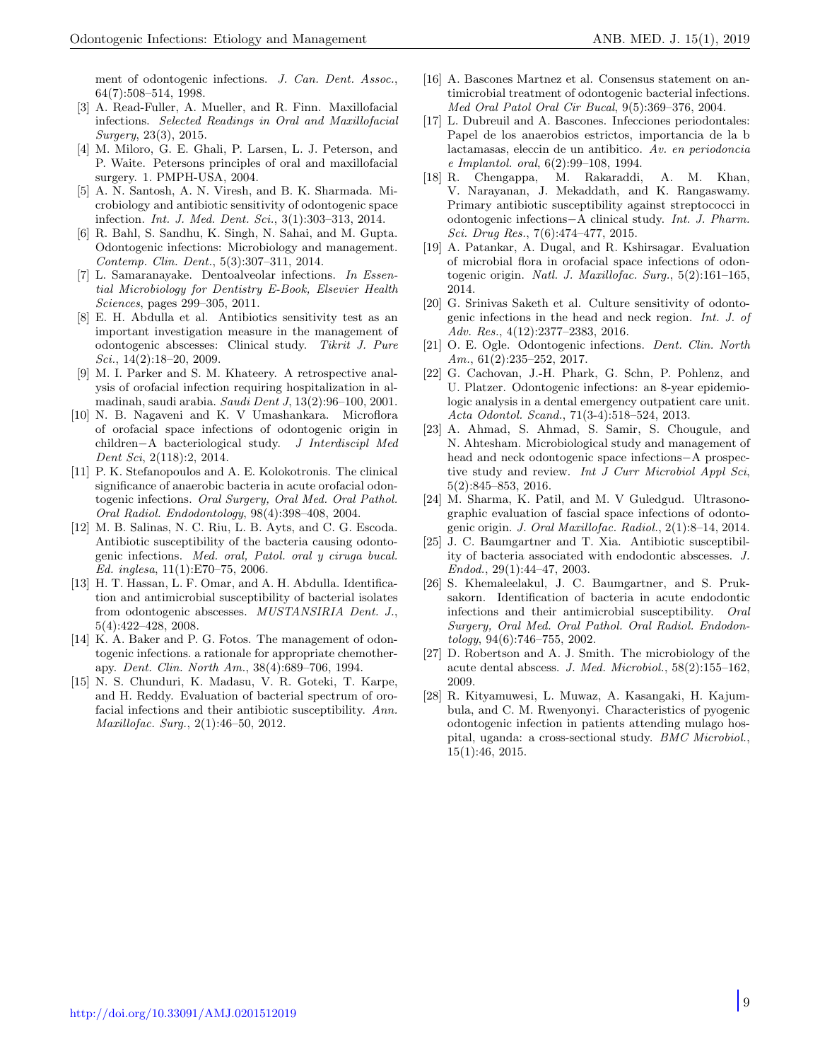ment of odontogenic infections. *J. Can. Dent. Assoc.*, 64(7):508–514, 1998.

[3] A. Read-Fuller, A. Mueller, and R. Finn. Maxillofacial infections. *Selected Readings in Oral and Maxillofacial Surgery*, 23(3), 2015.

[4] M. Miloro, G. E. Ghali, P. Larsen, L. J. Peterson, and P. Waite. Petersons principles of oral and maxillofacial surgery. 1. PMPH-USA, 2004.

[5] A. N. Santosh, A. N. Viresh, and B. K. Sharmada. Microbiology and antibiotic sensitivity of odontogenic space infection. *Int. J. Med. Dent. Sci.*, 3(1):303–313, 2014.

[6] R. Bahl, S. Sandhu, K. Singh, N. Sahai, and M. Gupta. Odontogenic infections: Microbiology and management. *Contemp. Clin. Dent.*, 5(3):307–311, 2014.

[7] L. Samaranayake. Dentoalveolar infections. *In Essential Microbiology for Dentistry E-Book, Elsevier Health Sciences*, pages 299–305, 2011.

[8] E. H. Abdulla et al. Antibiotics sensitivity test as an important investigation measure in the management of odontogenic abscesses: Clinical study. *Tikrit J. Pure Sci.*, 14(2):18–20, 2009.

[9] M. I. Parker and S. M. Khateery. A retrospective analysis of orofacial infection requiring hospitalization in almadinah, saudi arabia. *Saudi Dent J*, 13(2):96–100, 2001.

[10] N. B. Nagaveni and K. V Umashankara. Microflora of orofacial space infections of odontogenic origin in children−A bacteriological study. *J Interdiscipl Med Dent Sci*, 2(118):2, 2014.

[11] P. K. Stefanopoulos and A. E. Kolokotronis. The clinical significance of anaerobic bacteria in acute orofacial odontogenic infections. *Oral Surgery, Oral Med. Oral Pathol. Oral Radiol. Endodontology*, 98(4):398–408, 2004.

[12] M. B. Salinas, N. C. Riu, L. B. Ayts, and C. G. Escoda. Antibiotic susceptibility of the bacteria causing odontogenic infections. *Med. oral, Patol. oral y ciruga bucal. Ed. inglesa*, 11(1):E70–75, 2006.

[13] H. T. Hassan, L. F. Omar, and A. H. Abdulla. Identification and antimicrobial susceptibility of bacterial isolates from odontogenic abscesses. *MUSTANSIRIA Dent. J.*, 5(4):422–428, 2008.

[14] K. A. Baker and P. G. Fotos. The management of odontogenic infections. a rationale for appropriate chemotherapy. *Dent. Clin. North Am.*, 38(4):689–706, 1994.

[15] N. S. Chunduri, K. Madasu, V. R. Goteki, T. Karpe, and H. Reddy. Evaluation of bacterial spectrum of orofacial infections and their antibiotic susceptibility. *Ann. Maxillofac. Surg.*, 2(1):46–50, 2012.

[16] A. Bascones Martnez et al. Consensus statement on antimicrobial treatment of odontogenic bacterial infections. *Med Oral Patol Oral Cir Bucal*, 9(5):369–376, 2004.

[17] L. Dubreuil and A. Bascones. Infecciones periodontales: Papel de los anaerobios estrictos, importancia de la b lactamasas, eleccin de un antibitico. *Av. en periodoncia e Implantol. oral*, 6(2):99–108, 1994.

[18] R. Chengappa, M. Rakaraddi, A. M. Khan, V. Narayanan, J. Mekaddath, and K. Rangaswamy. Primary antibiotic susceptibility against streptococci in odontogenic infections−A clinical study. *Int. J. Pharm. Sci. Drug Res.*, 7(6):474–477, 2015.

[19] A. Patankar, A. Dugal, and R. Kshirsagar. Evaluation of microbial flora in orofacial space infections of odontogenic origin. *Natl. J. Maxillofac. Surg.*, 5(2):161–165, 2014.

[20] G. Srinivas Saketh et al. Culture sensitivity of odontogenic infections in the head and neck region. *Int. J. of Adv. Res.*, 4(12):2377–2383, 2016.

[21] O. E. Ogle. Odontogenic infections. *Dent. Clin. North Am.*, 61(2):235–252, 2017.

[22] G. Cachovan, J.-H. Phark, G. Schn, P. Pohlenz, and U. Platzer. Odontogenic infections: an 8-year epidemiologic analysis in a dental emergency outpatient care unit. *Acta Odontol. Scand.*, 71(3-4):518–524, 2013.

[23] A. Ahmad, S. Ahmad, S. Samir, S. Chougule, and N. Ahtesham. Microbiological study and management of head and neck odontogenic space infections−A prospective study and review. *Int J Curr Microbiol Appl Sci*, 5(2):845–853, 2016.

[24] M. Sharma, K. Patil, and M. V Guledgud. Ultrasonographic evaluation of fascial space infections of odontogenic origin. *J. Oral Maxillofac. Radiol.*, 2(1):8–14, 2014.

[25] J. C. Baumgartner and T. Xia. Antibiotic susceptibility of bacteria associated with endodontic abscesses. *J. Endod.*, 29(1):44–47, 2003.

[26] S. Khemaleelakul, J. C. Baumgartner, and S. Pruksakorn. Identification of bacteria in acute endodontic infections and their antimicrobial susceptibility. *Oral Surgery, Oral Med. Oral Pathol. Oral Radiol. Endodontology*, 94(6):746–755, 2002.

[27] D. Robertson and A. J. Smith. The microbiology of the acute dental abscess. *J. Med. Microbiol.*, 58(2):155–162, 2009.

[28] R. Kityamuwesi, L. Muwaz, A. Kasangaki, H. Kajumbula, and C. M. Rwenyonyi. Characteristics of pyogenic odontogenic infection in patients attending mulago hospital, uganda: a cross-sectional study. *BMC Microbiol.*, 15(1):46, 2015.